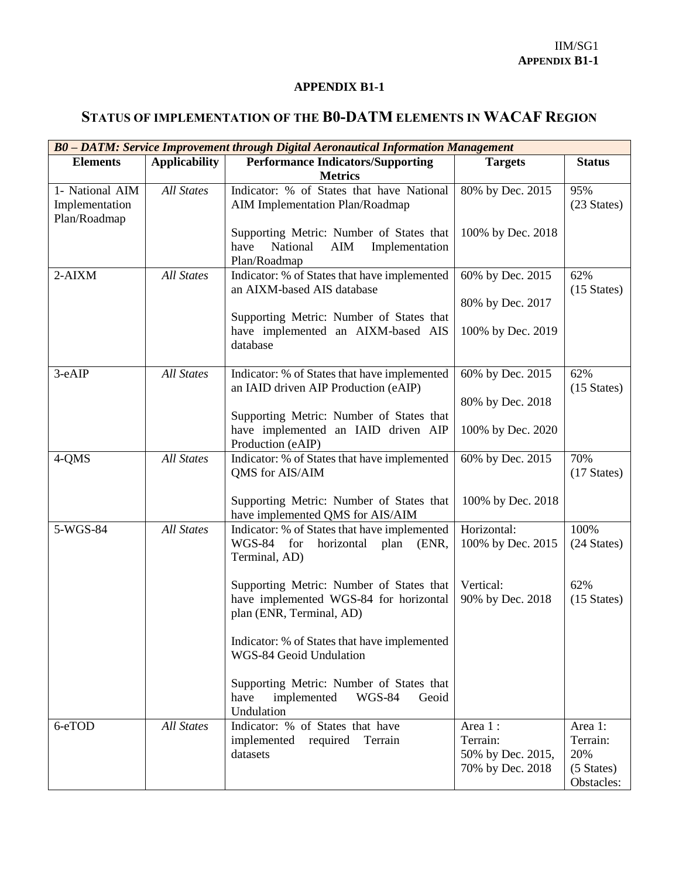## APPENDIX B1-1

# STATUS OF IMPLEMENTATION OF THE B0-DATM ELEMENTS IN WACAF REGION

| ***B0 – DATM: Service Improvement through Digital Aeronautical Information Management*** | | | | |
|---|---|---|---|---|
| **Elements** | **Applicability** | **Performance Indicators/Supporting Metrics** | **Targets** | **Status** |
| 1- National AIM Implementation Plan/Roadmap | *All States* | Indicator: % of States that have National AIM Implementation Plan/Roadmap<br><br>Supporting Metric: Number of States that have National AIM Implementation Plan/Roadmap | 80% by Dec. 2015<br><br>100% by Dec. 2018 | 95% (23 States) |
| 2-AIXM | *All States* | Indicator: % of States that have implemented an AIXM-based AIS database<br><br>Supporting Metric: Number of States that have implemented an AIXM-based AIS database | 60% by Dec. 2015<br><br>80% by Dec. 2017<br><br>100% by Dec. 2019 | 62% (15 States) |
| 3-eAIP | *All States* | Indicator: % of States that have implemented an IAID driven AIP Production (eAIP)<br><br>Supporting Metric: Number of States that have implemented an IAID driven AIP Production (eAIP) | 60% by Dec. 2015<br><br>80% by Dec. 2018<br><br>100% by Dec. 2020 | 62% (15 States) |
| 4-QMS | *All States* | Indicator: % of States that have implemented QMS for AIS/AIM<br><br>Supporting Metric: Number of States that have implemented QMS for AIS/AIM | 60% by Dec. 2015<br><br>100% by Dec. 2018 | 70% (17 States) |
| 5-WGS-84 | *All States* | Indicator: % of States that have implemented WGS-84 for horizontal plan (ENR, Terminal, AD)<br><br>Supporting Metric: Number of States that have implemented WGS-84 for horizontal plan (ENR, Terminal, AD)<br><br>Indicator: % of States that have implemented WGS-84 Geoid Undulation<br><br>Supporting Metric: Number of States that have implemented WGS-84 Geoid Undulation | Horizontal: 100% by Dec. 2015<br><br>Vertical: 90% by Dec. 2018 | 100% (24 States)<br><br>62% (15 States) |
| 6-eTOD | *All States* | Indicator: % of States that have implemented required Terrain datasets | Area 1 : Terrain: 50% by Dec. 2015, 70% by Dec. 2018 | Area 1: Terrain: 20% (5 States) Obstacles: |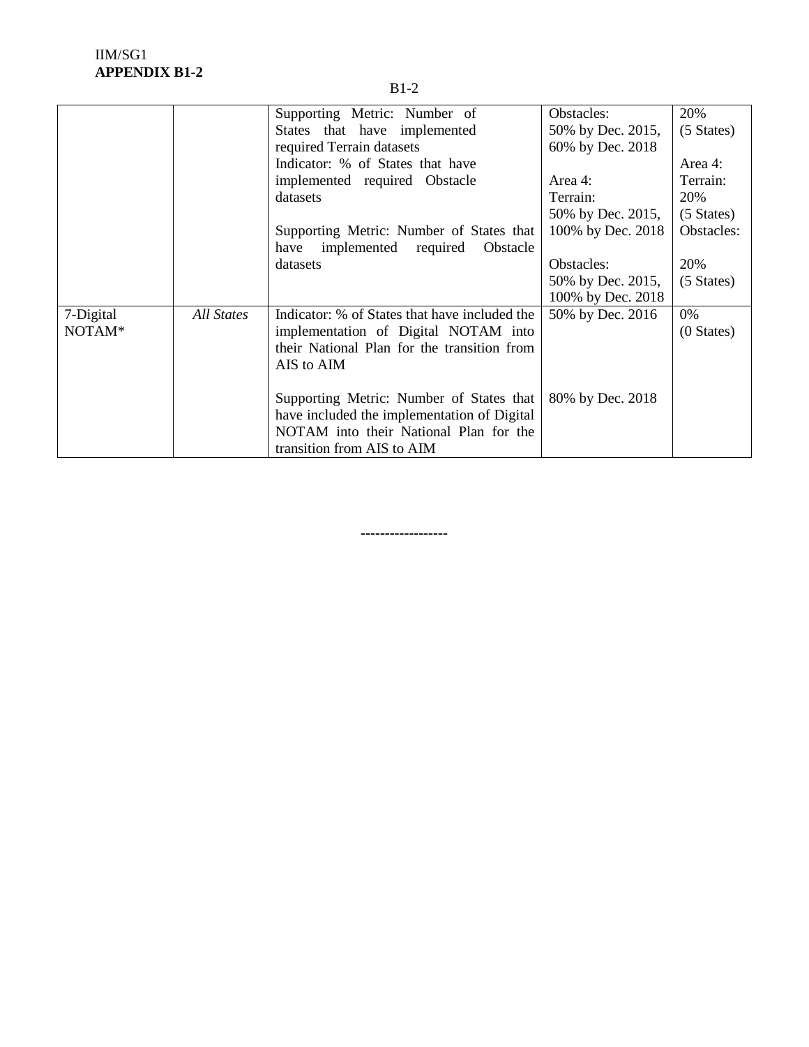| | | | | |
|---|---|---|---|---|
| | | Supporting Metric: Number of States that have implemented required Terrain datasets<br>Indicator: % of States that have implemented required Obstacle datasets<br><br>Supporting Metric: Number of States that have implemented required Obstacle datasets | Obstacles:<br>50% by Dec. 2015,<br>60% by Dec. 2018<br><br>Area 4:<br>Terrain:<br>50% by Dec. 2015,<br>100% by Dec. 2018<br><br>Obstacles:<br>50% by Dec. 2015,<br>100% by Dec. 2018 | 20%<br>(5 States)<br><br>Area 4:<br>Terrain:<br>20%<br>(5 States)<br>Obstacles:<br><br>20%<br>(5 States) |
| 7-Digital NOTAM* | *All States* | Indicator: % of States that have included the implementation of Digital NOTAM into their National Plan for the transition from AIS to AIM<br><br>Supporting Metric: Number of States that have included the implementation of Digital NOTAM into their National Plan for the transition from AIS to AIM | 50% by Dec. 2016<br><br><br><br>80% by Dec. 2018 | 0%<br>(0 States) |

------------------